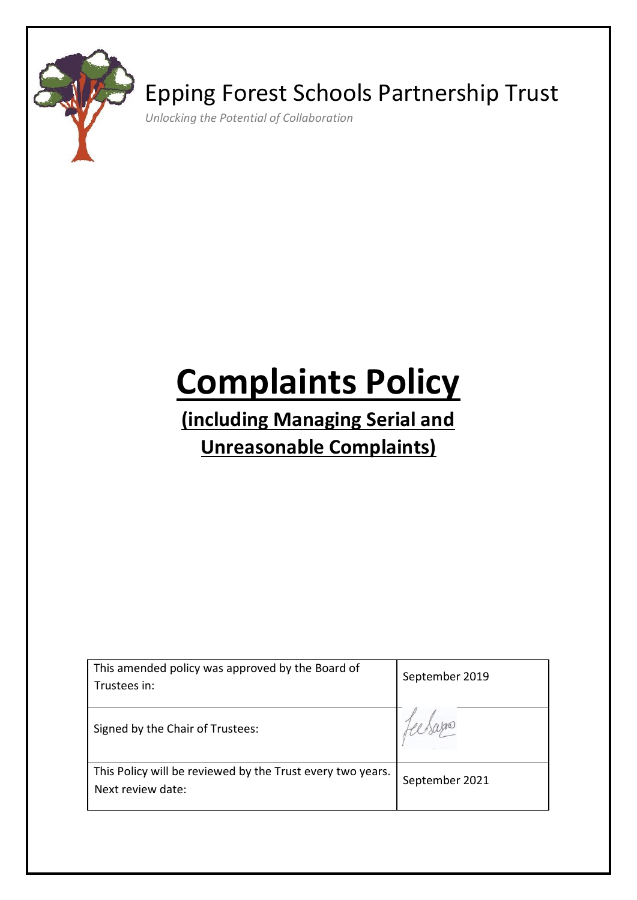# Epping Forest Schools Partnership Trust

*Unlocking the Potential of Collaboration*

# Complaints Policy

## (including Managing Serial and Unreasonable Complaints)

| | |
|---|---|
| This amended policy was approved by the Board of Trustees in: | September 2019 |
| Signed by the Chair of Trustees: | |
| This Policy will be reviewed by the Trust every two years. Next review date: | September 2021 |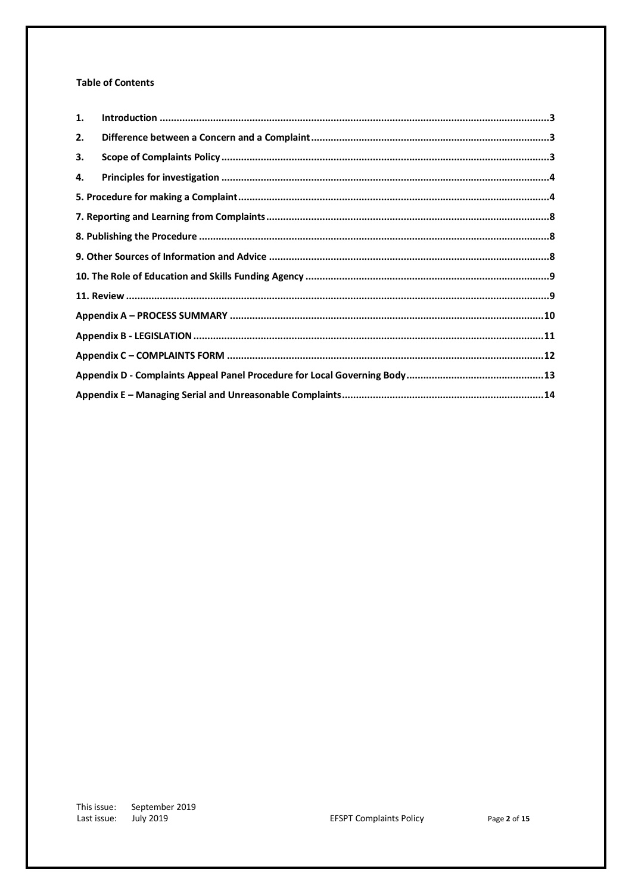**Table of Contents**

1. **Introduction** ........................................................................................................................................3
2. **Difference between a Concern and a Complaint** ...................................................................................3
3. **Scope of Complaints Policy** ...................................................................................................................3
4. **Principles for investigation** ...................................................................................................................4

**5. Procedure for making a Complaint** .............................................................................................................4

**7. Reporting and Learning from Complaints** ...................................................................................................8

**8. Publishing the Procedure** ...........................................................................................................................8

**9. Other Sources of Information and Advice** ..................................................................................................8

**10. The Role of Education and Skills Funding Agency** .....................................................................................9

**11. Review** .....................................................................................................................................................9

**Appendix A – PROCESS SUMMARY** ..............................................................................................................10

**Appendix B - LEGISLATION** ...........................................................................................................................11

**Appendix C – COMPLAINTS FORM** ...............................................................................................................12

**Appendix D - Complaints Appeal Panel Procedure for Local Governing Body** ................................................13

**Appendix E – Managing Serial and Unreasonable Complaints** .......................................................................14

This issue: September 2019
Last issue: July 2019
EFSPT Complaints Policy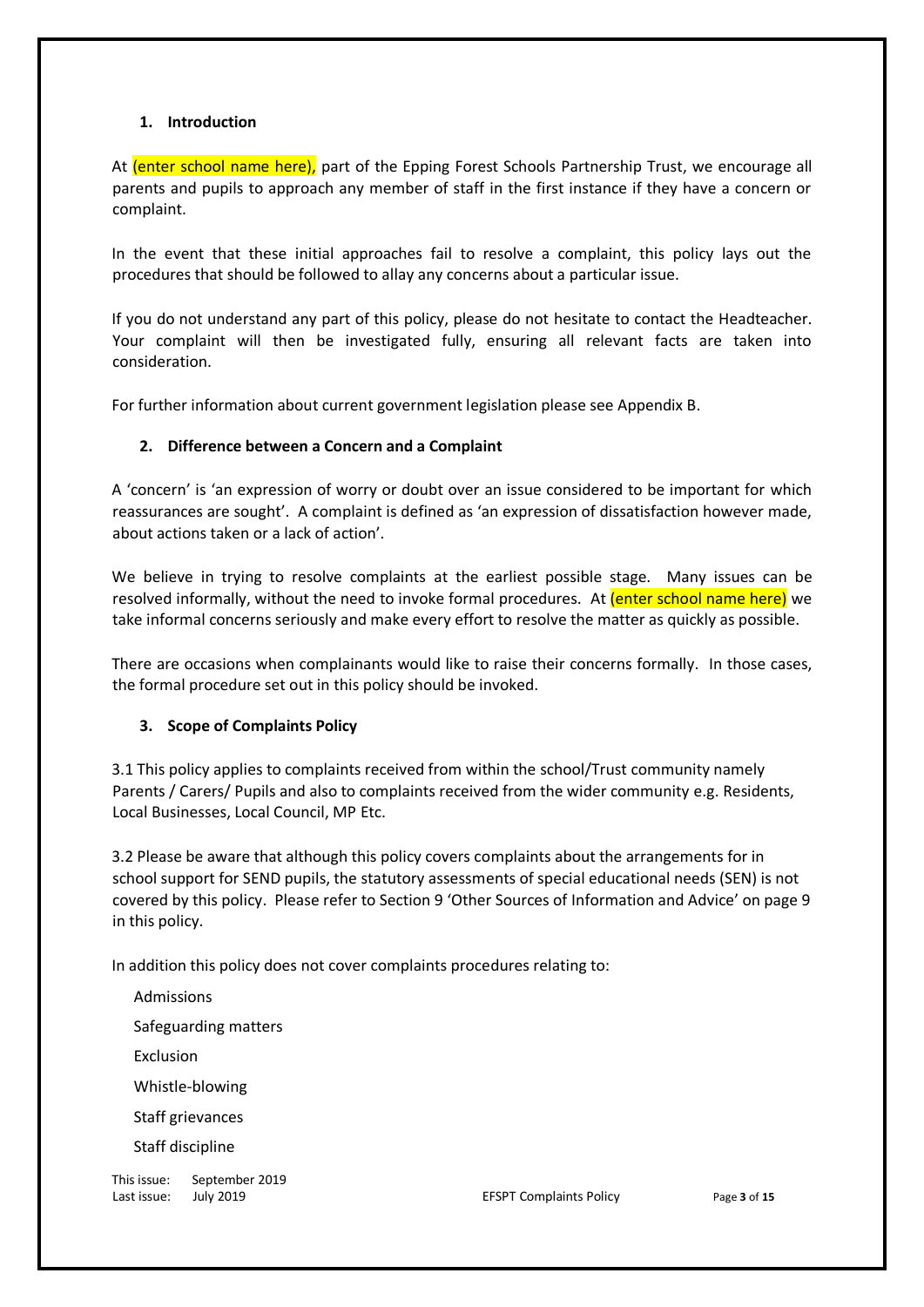## 1. Introduction

At (enter school name here), part of the Epping Forest Schools Partnership Trust, we encourage all parents and pupils to approach any member of staff in the first instance if they have a concern or complaint.

In the event that these initial approaches fail to resolve a complaint, this policy lays out the procedures that should be followed to allay any concerns about a particular issue.

If you do not understand any part of this policy, please do not hesitate to contact the Headteacher. Your complaint will then be investigated fully, ensuring all relevant facts are taken into consideration.

For further information about current government legislation please see Appendix B.

## 2. Difference between a Concern and a Complaint

A 'concern' is 'an expression of worry or doubt over an issue considered to be important for which reassurances are sought'. A complaint is defined as 'an expression of dissatisfaction however made, about actions taken or a lack of action'.

We believe in trying to resolve complaints at the earliest possible stage. Many issues can be resolved informally, without the need to invoke formal procedures. At (enter school name here) we take informal concerns seriously and make every effort to resolve the matter as quickly as possible.

There are occasions when complainants would like to raise their concerns formally. In those cases, the formal procedure set out in this policy should be invoked.

## 3. Scope of Complaints Policy

3.1 This policy applies to complaints received from within the school/Trust community namely Parents / Carers/ Pupils and also to complaints received from the wider community e.g. Residents, Local Businesses, Local Council, MP Etc.

3.2 Please be aware that although this policy covers complaints about the arrangements for in school support for SEND pupils, the statutory assessments of special educational needs (SEN) is not covered by this policy. Please refer to Section 9 'Other Sources of Information and Advice' on page 9 in this policy.

In addition this policy does not cover complaints procedures relating to:

- Admissions
- Safeguarding matters
- Exclusion
- Whistle-blowing
- Staff grievances
- Staff discipline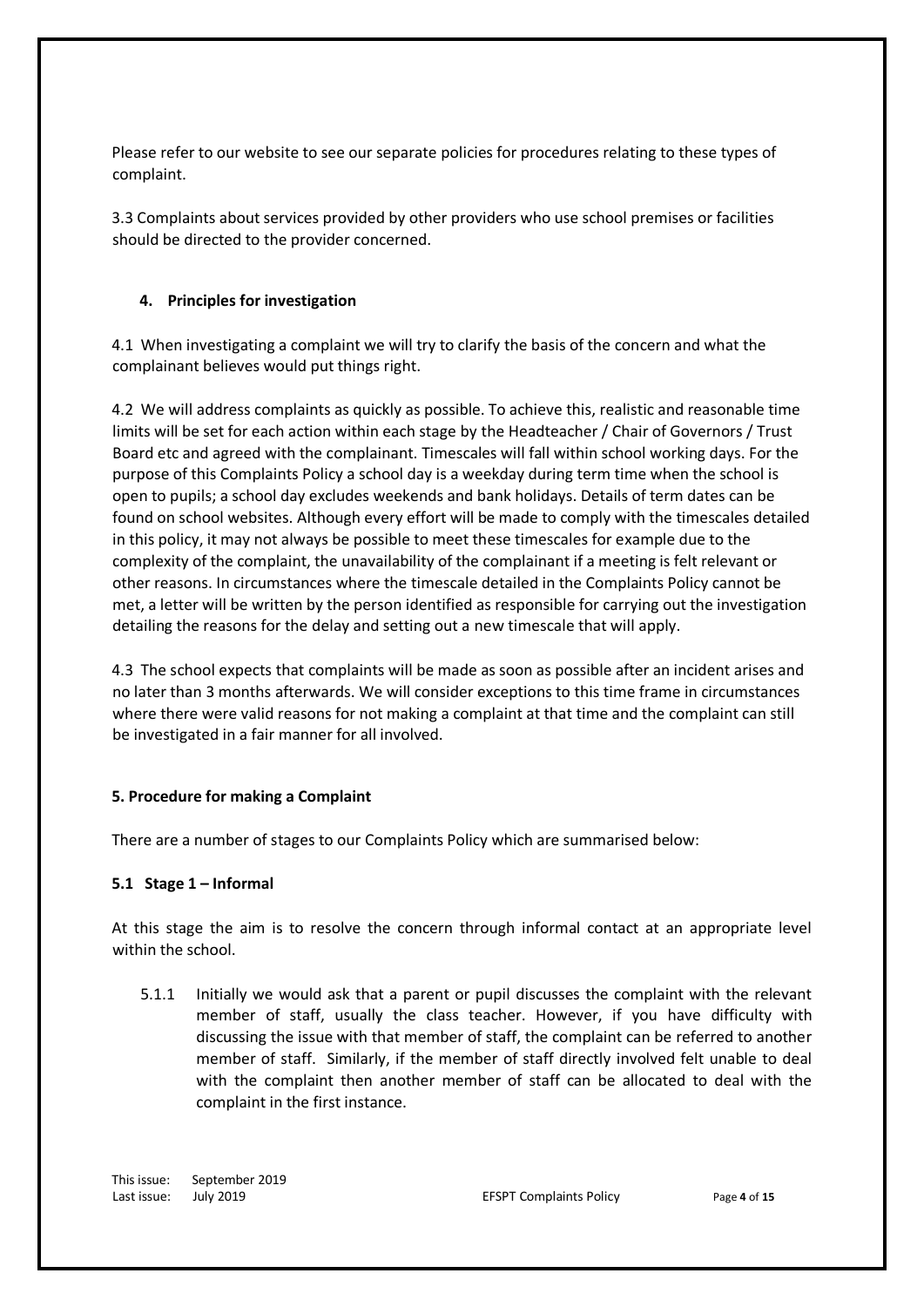Please refer to our website to see our separate policies for procedures relating to these types of complaint.

3.3 Complaints about services provided by other providers who use school premises or facilities should be directed to the provider concerned.

### 4. Principles for investigation

4.1 When investigating a complaint we will try to clarify the basis of the concern and what the complainant believes would put things right.

4.2 We will address complaints as quickly as possible. To achieve this, realistic and reasonable time limits will be set for each action within each stage by the Headteacher / Chair of Governors / Trust Board etc and agreed with the complainant. Timescales will fall within school working days. For the purpose of this Complaints Policy a school day is a weekday during term time when the school is open to pupils; a school day excludes weekends and bank holidays. Details of term dates can be found on school websites. Although every effort will be made to comply with the timescales detailed in this policy, it may not always be possible to meet these timescales for example due to the complexity of the complaint, the unavailability of the complainant if a meeting is felt relevant or other reasons. In circumstances where the timescale detailed in the Complaints Policy cannot be met, a letter will be written by the person identified as responsible for carrying out the investigation detailing the reasons for the delay and setting out a new timescale that will apply.

4.3 The school expects that complaints will be made as soon as possible after an incident arises and no later than 3 months afterwards. We will consider exceptions to this time frame in circumstances where there were valid reasons for not making a complaint at that time and the complaint can still be investigated in a fair manner for all involved.

### 5. Procedure for making a Complaint

There are a number of stages to our Complaints Policy which are summarised below:

#### 5.1 Stage 1 – Informal

At this stage the aim is to resolve the concern through informal contact at an appropriate level within the school.

5.1.1 Initially we would ask that a parent or pupil discusses the complaint with the relevant member of staff, usually the class teacher. However, if you have difficulty with discussing the issue with that member of staff, the complaint can be referred to another member of staff. Similarly, if the member of staff directly involved felt unable to deal with the complaint then another member of staff can be allocated to deal with the complaint in the first instance.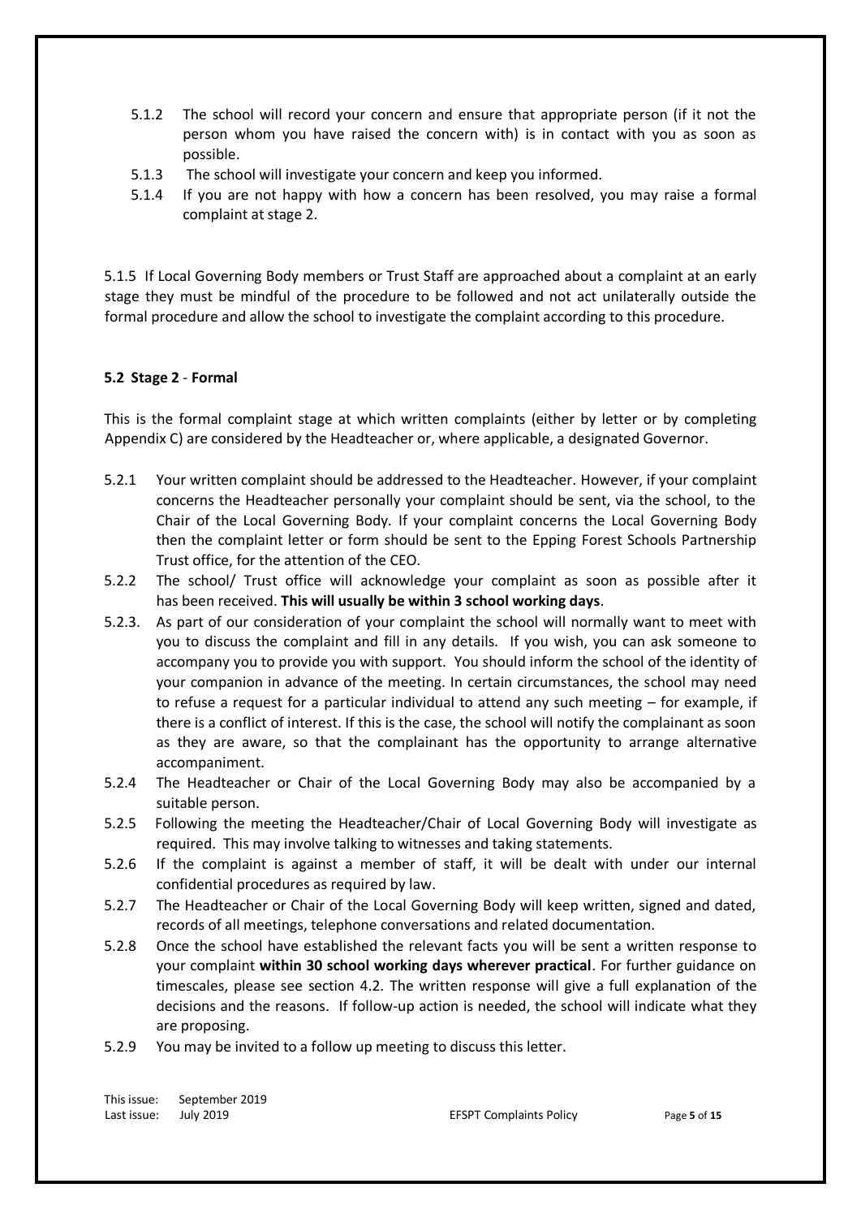5.1.2 The school will record your concern and ensure that appropriate person (if it not the person whom you have raised the concern with) is in contact with you as soon as possible.

5.1.3 The school will investigate your concern and keep you informed.

5.1.4 If you are not happy with how a concern has been resolved, you may raise a formal complaint at stage 2.

5.1.5 If Local Governing Body members or Trust Staff are approached about a complaint at an early stage they must be mindful of the procedure to be followed and not act unilaterally outside the formal procedure and allow the school to investigate the complaint according to this procedure.

**5.2 Stage 2 - Formal**

This is the formal complaint stage at which written complaints (either by letter or by completing Appendix C) are considered by the Headteacher or, where applicable, a designated Governor.

5.2.1 Your written complaint should be addressed to the Headteacher. However, if your complaint concerns the Headteacher personally your complaint should be sent, via the school, to the Chair of the Local Governing Body. If your complaint concerns the Local Governing Body then the complaint letter or form should be sent to the Epping Forest Schools Partnership Trust office, for the attention of the CEO.

5.2.2 The school/ Trust office will acknowledge your complaint as soon as possible after it has been received. **This will usually be within 3 school working days**.

5.2.3. As part of our consideration of your complaint the school will normally want to meet with you to discuss the complaint and fill in any details. If you wish, you can ask someone to accompany you to provide you with support. You should inform the school of the identity of your companion in advance of the meeting. In certain circumstances, the school may need to refuse a request for a particular individual to attend any such meeting – for example, if there is a conflict of interest. If this is the case, the school will notify the complainant as soon as they are aware, so that the complainant has the opportunity to arrange alternative accompaniment.

5.2.4 The Headteacher or Chair of the Local Governing Body may also be accompanied by a suitable person.

5.2.5 Following the meeting the Headteacher/Chair of Local Governing Body will investigate as required. This may involve talking to witnesses and taking statements.

5.2.6 If the complaint is against a member of staff, it will be dealt with under our internal confidential procedures as required by law.

5.2.7 The Headteacher or Chair of the Local Governing Body will keep written, signed and dated, records of all meetings, telephone conversations and related documentation.

5.2.8 Once the school have established the relevant facts you will be sent a written response to your complaint **within 30 school working days wherever practical**. For further guidance on timescales, please see section 4.2. The written response will give a full explanation of the decisions and the reasons. If follow-up action is needed, the school will indicate what they are proposing.

5.2.9 You may be invited to a follow up meeting to discuss this letter.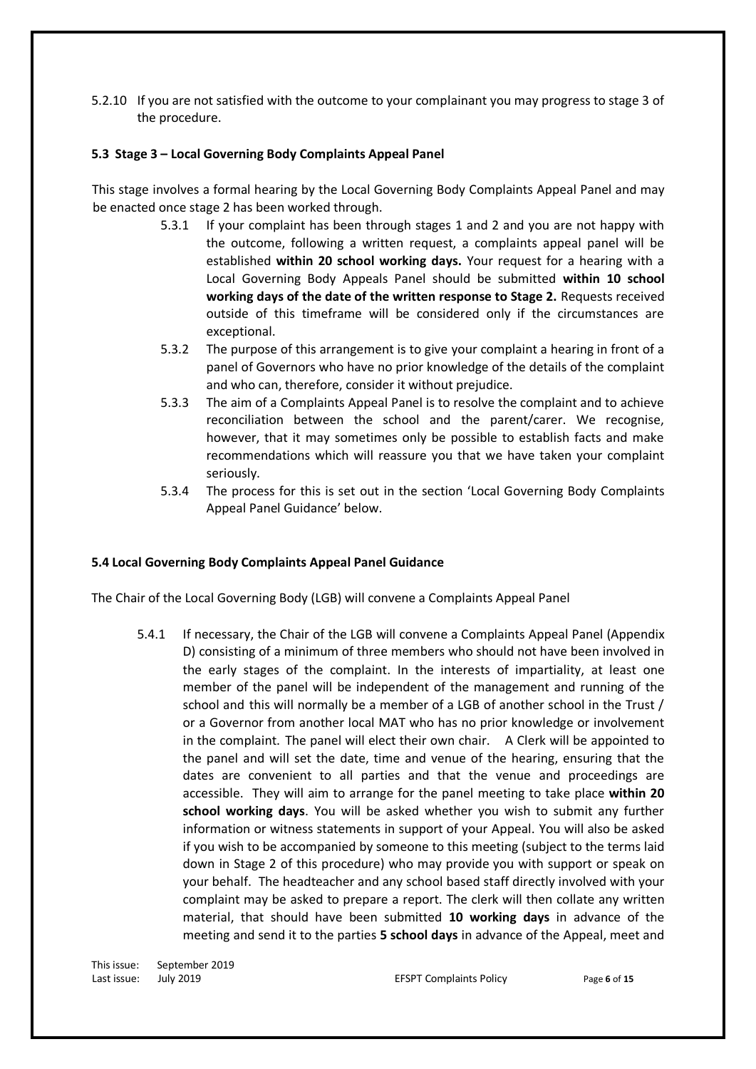5.2.10 If you are not satisfied with the outcome to your complainant you may progress to stage 3 of the procedure.

### 5.3 Stage 3 – Local Governing Body Complaints Appeal Panel

This stage involves a formal hearing by the Local Governing Body Complaints Appeal Panel and may be enacted once stage 2 has been worked through.

5.3.1 If your complaint has been through stages 1 and 2 and you are not happy with the outcome, following a written request, a complaints appeal panel will be established **within 20 school working days.** Your request for a hearing with a Local Governing Body Appeals Panel should be submitted **within 10 school working days of the date of the written response to Stage 2.** Requests received outside of this timeframe will be considered only if the circumstances are exceptional.

5.3.2 The purpose of this arrangement is to give your complaint a hearing in front of a panel of Governors who have no prior knowledge of the details of the complaint and who can, therefore, consider it without prejudice.

5.3.3 The aim of a Complaints Appeal Panel is to resolve the complaint and to achieve reconciliation between the school and the parent/carer. We recognise, however, that it may sometimes only be possible to establish facts and make recommendations which will reassure you that we have taken your complaint seriously.

5.3.4 The process for this is set out in the section 'Local Governing Body Complaints Appeal Panel Guidance' below.

### 5.4 Local Governing Body Complaints Appeal Panel Guidance

The Chair of the Local Governing Body (LGB) will convene a Complaints Appeal Panel

5.4.1 If necessary, the Chair of the LGB will convene a Complaints Appeal Panel (Appendix D) consisting of a minimum of three members who should not have been involved in the early stages of the complaint. In the interests of impartiality, at least one member of the panel will be independent of the management and running of the school and this will normally be a member of a LGB of another school in the Trust / or a Governor from another local MAT who has no prior knowledge or involvement in the complaint. The panel will elect their own chair. A Clerk will be appointed to the panel and will set the date, time and venue of the hearing, ensuring that the dates are convenient to all parties and that the venue and proceedings are accessible. They will aim to arrange for the panel meeting to take place **within 20 school working days**. You will be asked whether you wish to submit any further information or witness statements in support of your Appeal. You will also be asked if you wish to be accompanied by someone to this meeting (subject to the terms laid down in Stage 2 of this procedure) who may provide you with support or speak on your behalf. The headteacher and any school based staff directly involved with your complaint may be asked to prepare a report. The clerk will then collate any written material, that should have been submitted **10 working days** in advance of the meeting and send it to the parties **5 school days** in advance of the Appeal, meet and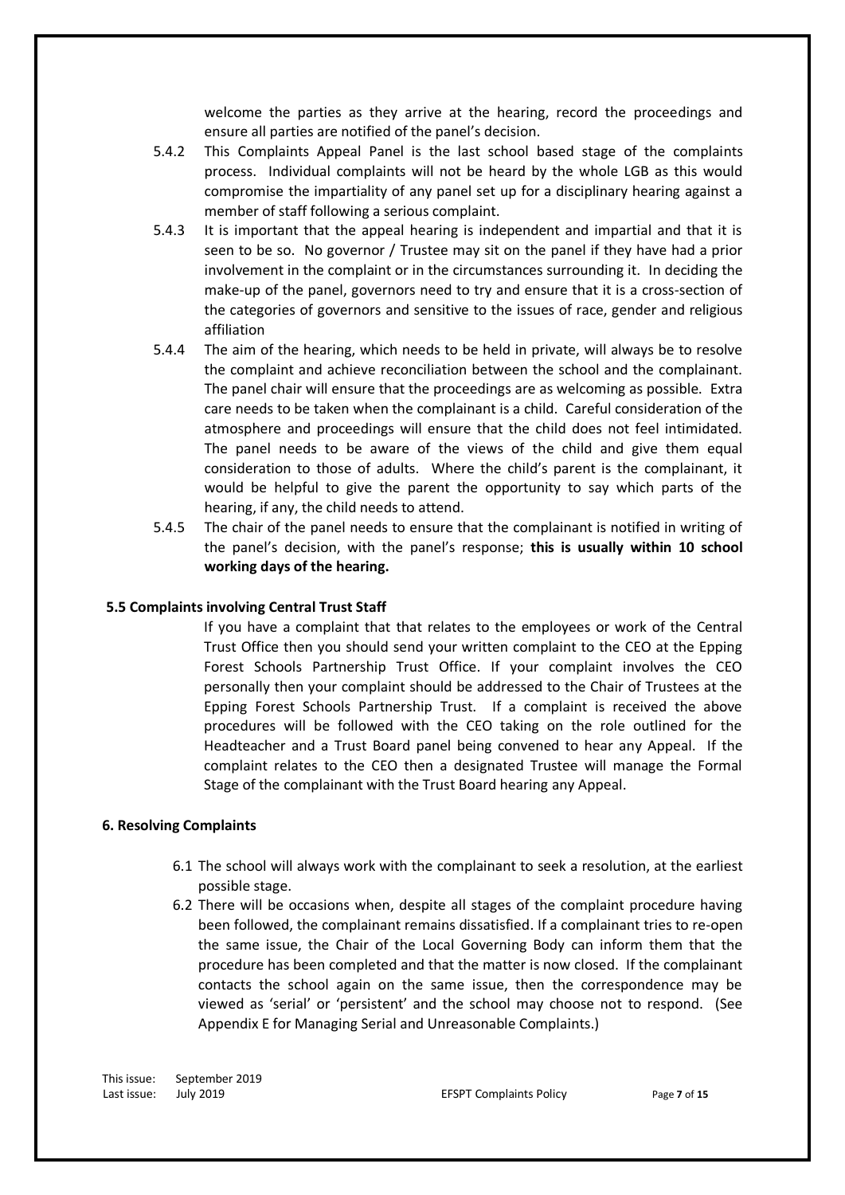welcome the parties as they arrive at the hearing, record the proceedings and ensure all parties are notified of the panel's decision.

5.4.2 This Complaints Appeal Panel is the last school based stage of the complaints process. Individual complaints will not be heard by the whole LGB as this would compromise the impartiality of any panel set up for a disciplinary hearing against a member of staff following a serious complaint.

5.4.3 It is important that the appeal hearing is independent and impartial and that it is seen to be so. No governor / Trustee may sit on the panel if they have had a prior involvement in the complaint or in the circumstances surrounding it. In deciding the make-up of the panel, governors need to try and ensure that it is a cross-section of the categories of governors and sensitive to the issues of race, gender and religious affiliation

5.4.4 The aim of the hearing, which needs to be held in private, will always be to resolve the complaint and achieve reconciliation between the school and the complainant. The panel chair will ensure that the proceedings are as welcoming as possible. Extra care needs to be taken when the complainant is a child. Careful consideration of the atmosphere and proceedings will ensure that the child does not feel intimidated. The panel needs to be aware of the views of the child and give them equal consideration to those of adults. Where the child's parent is the complainant, it would be helpful to give the parent the opportunity to say which parts of the hearing, if any, the child needs to attend.

5.4.5 The chair of the panel needs to ensure that the complainant is notified in writing of the panel's decision, with the panel's response; **this is usually within 10 school working days of the hearing.**

### 5.5 Complaints involving Central Trust Staff

If you have a complaint that that relates to the employees or work of the Central Trust Office then you should send your written complaint to the CEO at the Epping Forest Schools Partnership Trust Office. If your complaint involves the CEO personally then your complaint should be addressed to the Chair of Trustees at the Epping Forest Schools Partnership Trust. If a complaint is received the above procedures will be followed with the CEO taking on the role outlined for the Headteacher and a Trust Board panel being convened to hear any Appeal. If the complaint relates to the CEO then a designated Trustee will manage the Formal Stage of the complainant with the Trust Board hearing any Appeal.

## 6. Resolving Complaints

6.1 The school will always work with the complainant to seek a resolution, at the earliest possible stage.

6.2 There will be occasions when, despite all stages of the complaint procedure having been followed, the complainant remains dissatisfied. If a complainant tries to re-open the same issue, the Chair of the Local Governing Body can inform them that the procedure has been completed and that the matter is now closed. If the complainant contacts the school again on the same issue, then the correspondence may be viewed as 'serial' or 'persistent' and the school may choose not to respond. (See Appendix E for Managing Serial and Unreasonable Complaints.)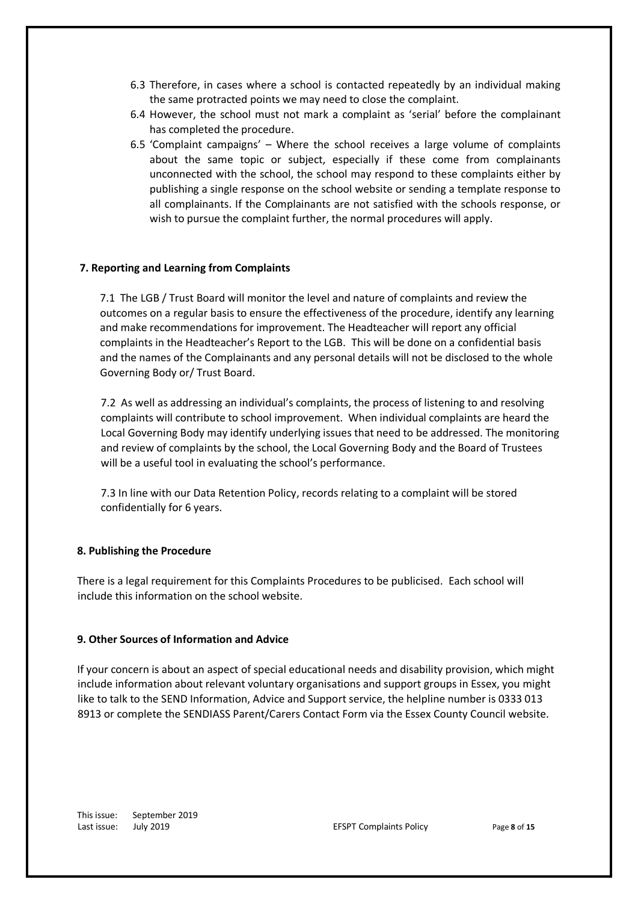6.3 Therefore, in cases where a school is contacted repeatedly by an individual making the same protracted points we may need to close the complaint.

6.4 However, the school must not mark a complaint as 'serial' before the complainant has completed the procedure.

6.5 'Complaint campaigns' – Where the school receives a large volume of complaints about the same topic or subject, especially if these come from complainants unconnected with the school, the school may respond to these complaints either by publishing a single response on the school website or sending a template response to all complainants. If the Complainants are not satisfied with the schools response, or wish to pursue the complaint further, the normal procedures will apply.

## 7. Reporting and Learning from Complaints

7.1 The LGB / Trust Board will monitor the level and nature of complaints and review the outcomes on a regular basis to ensure the effectiveness of the procedure, identify any learning and make recommendations for improvement. The Headteacher will report any official complaints in the Headteacher's Report to the LGB. This will be done on a confidential basis and the names of the Complainants and any personal details will not be disclosed to the whole Governing Body or/ Trust Board.

7.2 As well as addressing an individual's complaints, the process of listening to and resolving complaints will contribute to school improvement. When individual complaints are heard the Local Governing Body may identify underlying issues that need to be addressed. The monitoring and review of complaints by the school, the Local Governing Body and the Board of Trustees will be a useful tool in evaluating the school's performance.

7.3 In line with our Data Retention Policy, records relating to a complaint will be stored confidentially for 6 years.

## 8. Publishing the Procedure

There is a legal requirement for this Complaints Procedures to be publicised. Each school will include this information on the school website.

## 9. Other Sources of Information and Advice

If your concern is about an aspect of special educational needs and disability provision, which might include information about relevant voluntary organisations and support groups in Essex, you might like to talk to the SEND Information, Advice and Support service, the helpline number is 0333 013 8913 or complete the SENDIASS Parent/Carers Contact Form via the Essex County Council website.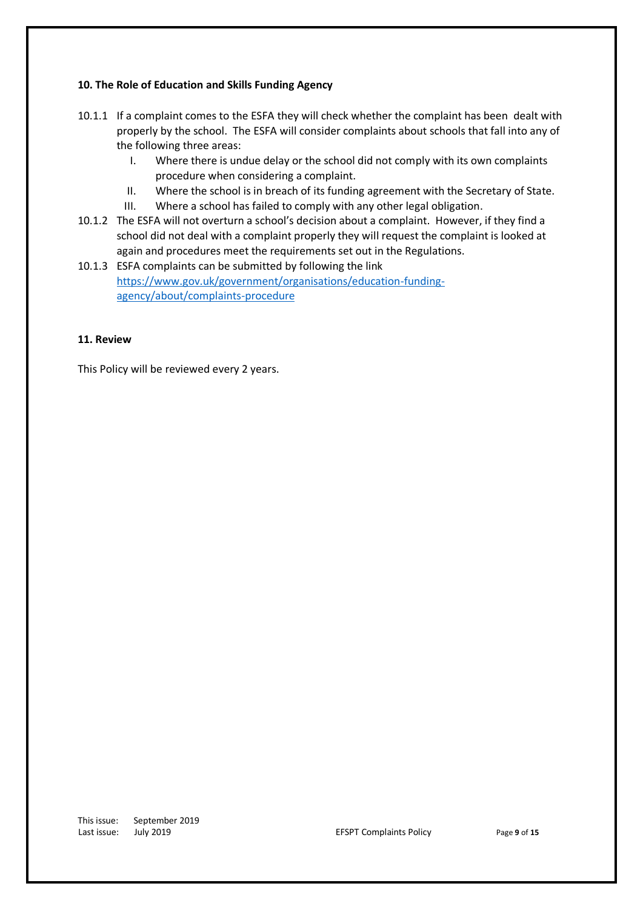**10. The Role of Education and Skills Funding Agency**

10.1.1 If a complaint comes to the ESFA they will check whether the complaint has been dealt with properly by the school. The ESFA will consider complaints about schools that fall into any of the following three areas:

I. Where there is undue delay or the school did not comply with its own complaints procedure when considering a complaint.
II. Where the school is in breach of its funding agreement with the Secretary of State.
III. Where a school has failed to comply with any other legal obligation.

10.1.2 The ESFA will not overturn a school's decision about a complaint. However, if they find a school did not deal with a complaint properly they will request the complaint is looked at again and procedures meet the requirements set out in the Regulations.

10.1.3 ESFA complaints can be submitted by following the link [https://www.gov.uk/government/organisations/education-funding-agency/about/complaints-procedure](https://www.gov.uk/government/organisations/education-funding-agency/about/complaints-procedure)

**11. Review**

This Policy will be reviewed every 2 years.

This issue: September 2019
Last issue: July 2019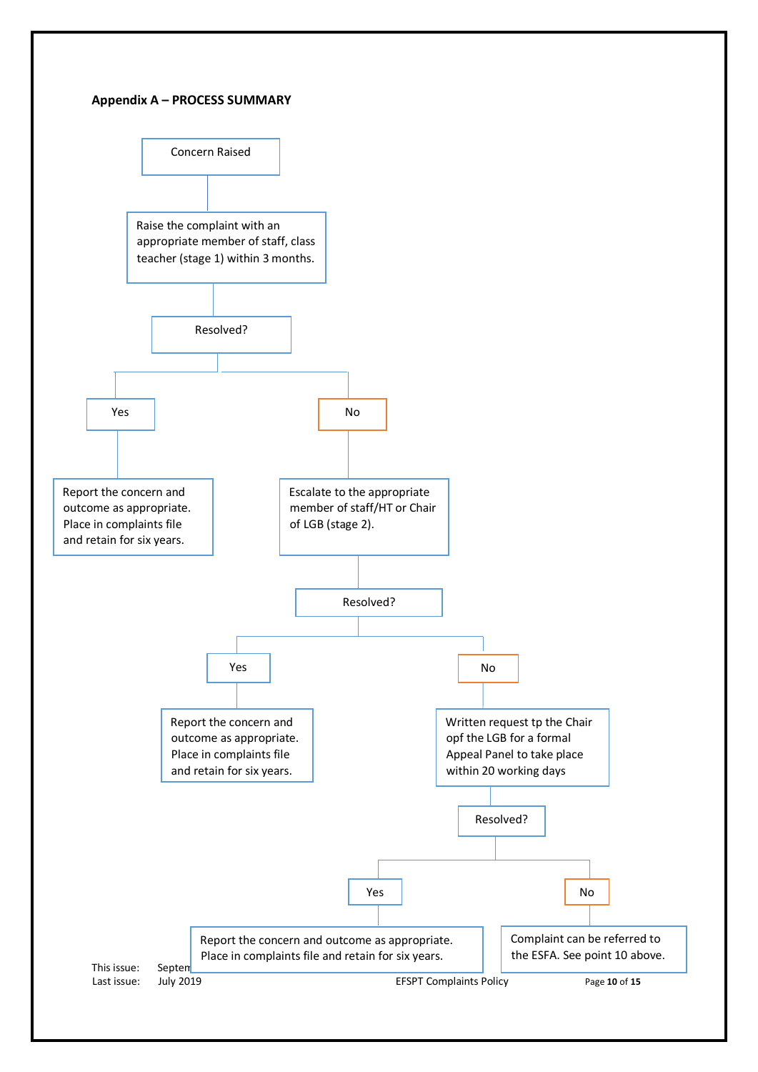**Appendix A – PROCESS SUMMARY**

Concern Raised

Raise the complaint with an appropriate member of staff, class teacher (stage 1) within 3 months.

Resolved?

Yes

Report the concern and outcome as appropriate. Place in complaints file and retain for six years.

No

Escalate to the appropriate member of staff/HT or Chair of LGB (stage 2).

Resolved?

Yes

Report the concern and outcome as appropriate. Place in complaints file and retain for six years.

No

Written request tp the Chair opf the LGB for a formal Appeal Panel to take place within 20 working days

Resolved?

Yes

Report the concern and outcome as appropriate. Place in complaints file and retain for six years.

No

Complaint can be referred to the ESFA. See point 10 above.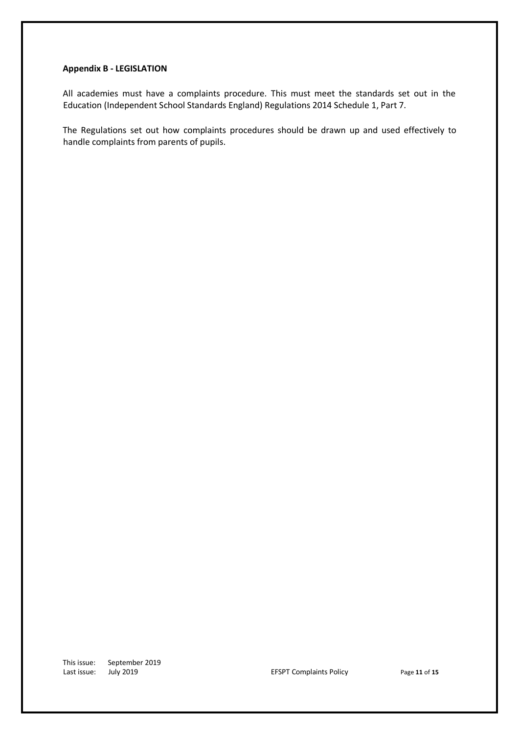**Appendix B - LEGISLATION**

All academies must have a complaints procedure. This must meet the standards set out in the Education (Independent School Standards England) Regulations 2014 Schedule 1, Part 7.

The Regulations set out how complaints procedures should be drawn up and used effectively to handle complaints from parents of pupils.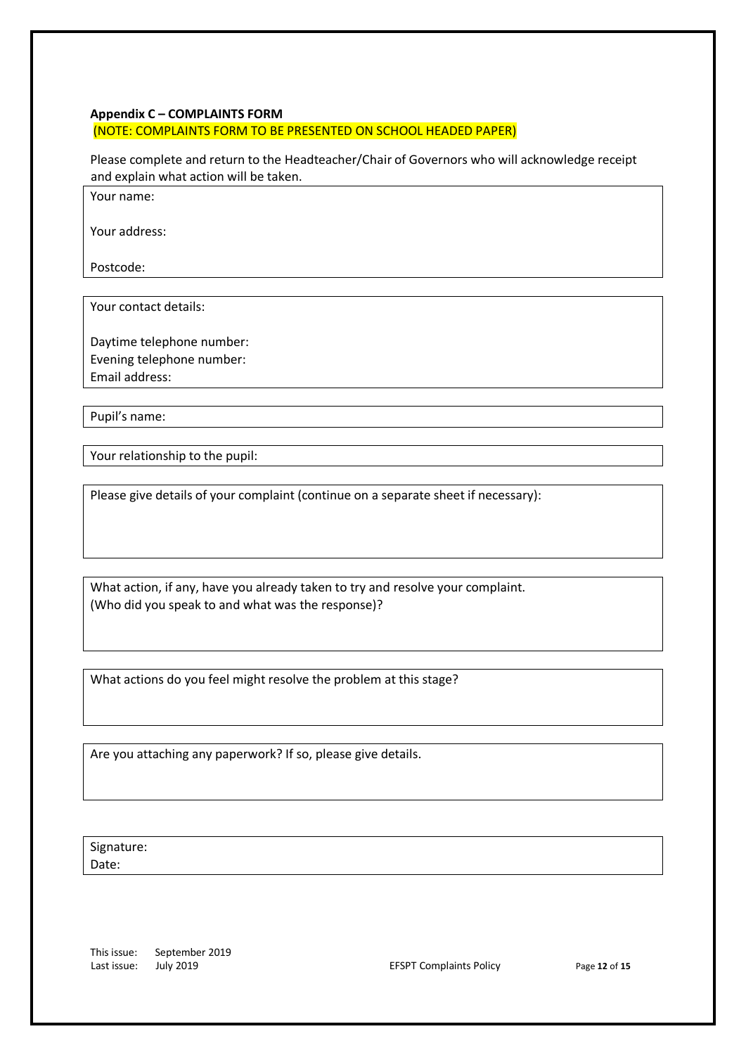**Appendix C – COMPLAINTS FORM**

(NOTE: COMPLAINTS FORM TO BE PRESENTED ON SCHOOL HEADED PAPER)

Please complete and return to the Headteacher/Chair of Governors who will acknowledge receipt and explain what action will be taken.

Your name:

Your address:

Postcode:

Your contact details:

Daytime telephone number:

Evening telephone number:

Email address:

Pupil's name:

Your relationship to the pupil:

Please give details of your complaint (continue on a separate sheet if necessary):

What action, if any, have you already taken to try and resolve your complaint. (Who did you speak to and what was the response)?

What actions do you feel might resolve the problem at this stage?

Are you attaching any paperwork? If so, please give details.

Signature:

Date:

This issue: September 2019
Last issue: July 2019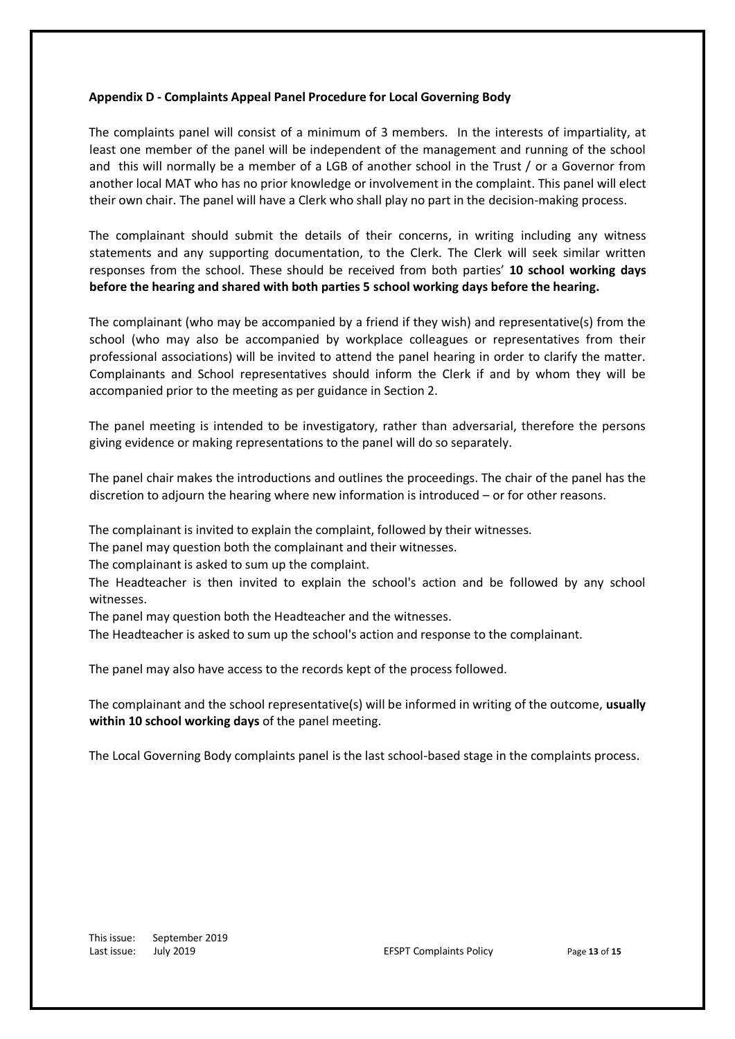**Appendix D - Complaints Appeal Panel Procedure for Local Governing Body**

The complaints panel will consist of a minimum of 3 members. In the interests of impartiality, at least one member of the panel will be independent of the management and running of the school and this will normally be a member of a LGB of another school in the Trust / or a Governor from another local MAT who has no prior knowledge or involvement in the complaint. This panel will elect their own chair. The panel will have a Clerk who shall play no part in the decision-making process.

The complainant should submit the details of their concerns, in writing including any witness statements and any supporting documentation, to the Clerk. The Clerk will seek similar written responses from the school. These should be received from both parties' **10 school working days before the hearing and shared with both parties 5 school working days before the hearing.**

The complainant (who may be accompanied by a friend if they wish) and representative(s) from the school (who may also be accompanied by workplace colleagues or representatives from their professional associations) will be invited to attend the panel hearing in order to clarify the matter. Complainants and School representatives should inform the Clerk if and by whom they will be accompanied prior to the meeting as per guidance in Section 2.

The panel meeting is intended to be investigatory, rather than adversarial, therefore the persons giving evidence or making representations to the panel will do so separately.

The panel chair makes the introductions and outlines the proceedings. The chair of the panel has the discretion to adjourn the hearing where new information is introduced – or for other reasons.

The complainant is invited to explain the complaint, followed by their witnesses.
The panel may question both the complainant and their witnesses.
The complainant is asked to sum up the complaint.
The Headteacher is then invited to explain the school's action and be followed by any school witnesses.
The panel may question both the Headteacher and the witnesses.
The Headteacher is asked to sum up the school's action and response to the complainant.

The panel may also have access to the records kept of the process followed.

The complainant and the school representative(s) will be informed in writing of the outcome, **usually within 10 school working days** of the panel meeting.

The Local Governing Body complaints panel is the last school-based stage in the complaints process.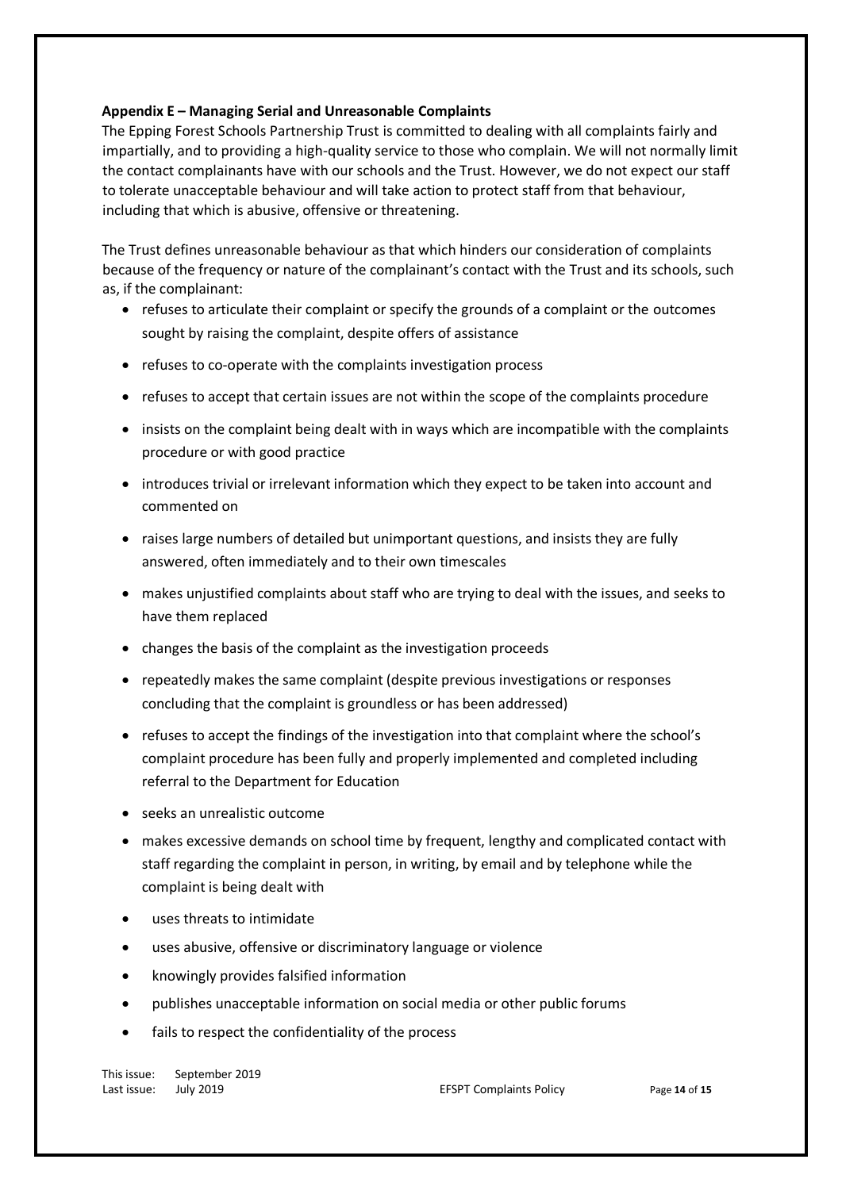**Appendix E – Managing Serial and Unreasonable Complaints**

The Epping Forest Schools Partnership Trust is committed to dealing with all complaints fairly and impartially, and to providing a high-quality service to those who complain. We will not normally limit the contact complainants have with our schools and the Trust. However, we do not expect our staff to tolerate unacceptable behaviour and will take action to protect staff from that behaviour, including that which is abusive, offensive or threatening.

The Trust defines unreasonable behaviour as that which hinders our consideration of complaints because of the frequency or nature of the complainant's contact with the Trust and its schools, such as, if the complainant:

- refuses to articulate their complaint or specify the grounds of a complaint or the outcomes sought by raising the complaint, despite offers of assistance
- refuses to co-operate with the complaints investigation process
- refuses to accept that certain issues are not within the scope of the complaints procedure
- insists on the complaint being dealt with in ways which are incompatible with the complaints procedure or with good practice
- introduces trivial or irrelevant information which they expect to be taken into account and commented on
- raises large numbers of detailed but unimportant questions, and insists they are fully answered, often immediately and to their own timescales
- makes unjustified complaints about staff who are trying to deal with the issues, and seeks to have them replaced
- changes the basis of the complaint as the investigation proceeds
- repeatedly makes the same complaint (despite previous investigations or responses concluding that the complaint is groundless or has been addressed)
- refuses to accept the findings of the investigation into that complaint where the school's complaint procedure has been fully and properly implemented and completed including referral to the Department for Education
- seeks an unrealistic outcome
- makes excessive demands on school time by frequent, lengthy and complicated contact with staff regarding the complaint in person, in writing, by email and by telephone while the complaint is being dealt with
- uses threats to intimidate
- uses abusive, offensive or discriminatory language or violence
- knowingly provides falsified information
- publishes unacceptable information on social media or other public forums
- fails to respect the confidentiality of the process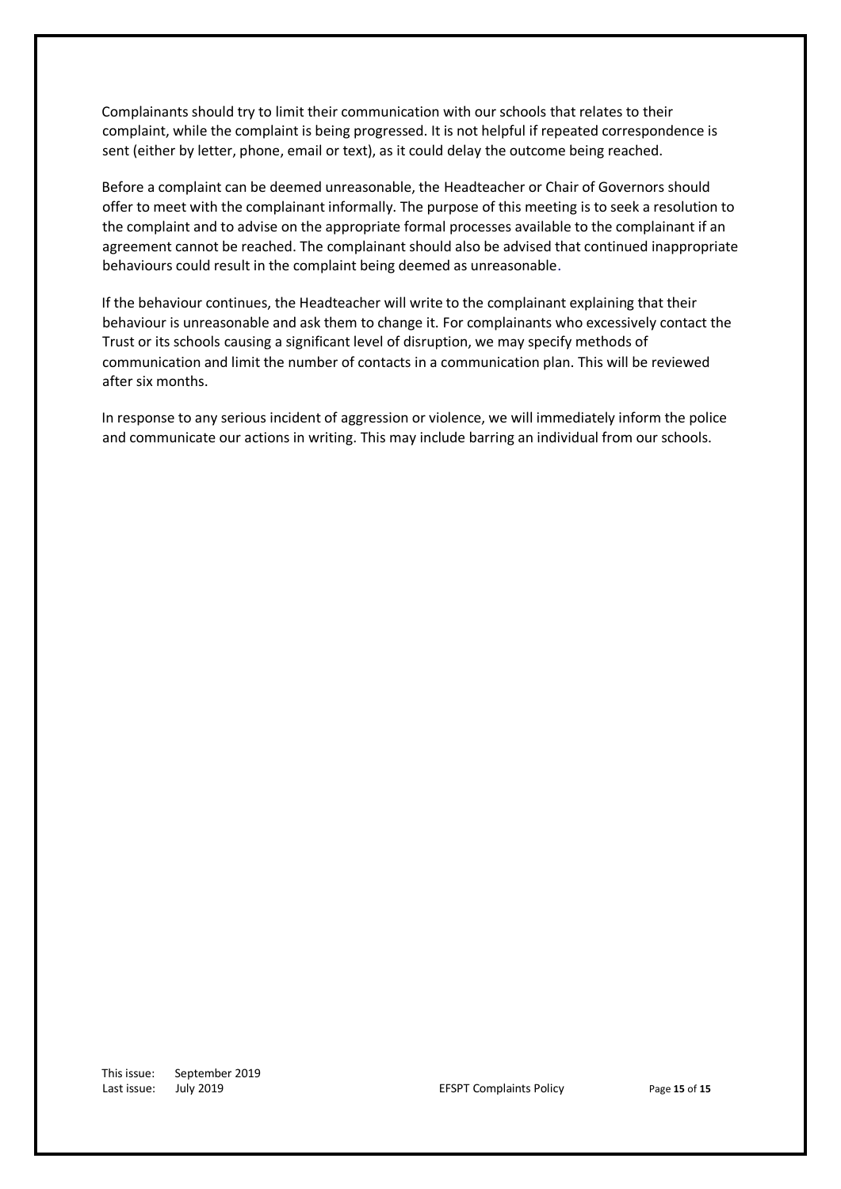Complainants should try to limit their communication with our schools that relates to their complaint, while the complaint is being progressed. It is not helpful if repeated correspondence is sent (either by letter, phone, email or text), as it could delay the outcome being reached.

Before a complaint can be deemed unreasonable, the Headteacher or Chair of Governors should offer to meet with the complainant informally. The purpose of this meeting is to seek a resolution to the complaint and to advise on the appropriate formal processes available to the complainant if an agreement cannot be reached. The complainant should also be advised that continued inappropriate behaviours could result in the complaint being deemed as unreasonable.

If the behaviour continues, the Headteacher will write to the complainant explaining that their behaviour is unreasonable and ask them to change it. For complainants who excessively contact the Trust or its schools causing a significant level of disruption, we may specify methods of communication and limit the number of contacts in a communication plan. This will be reviewed after six months.

In response to any serious incident of aggression or violence, we will immediately inform the police and communicate our actions in writing. This may include barring an individual from our schools.